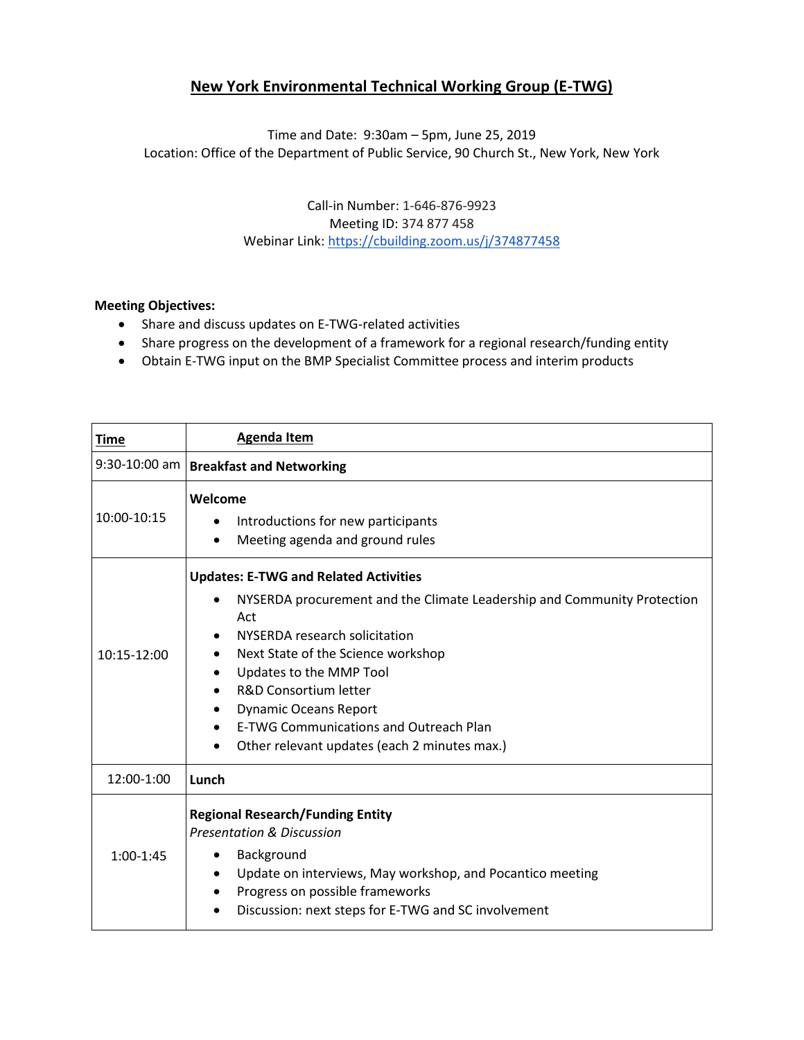# New York Environmental Technical Working Group (E-TWG)

Time and Date: 9:30am – 5pm, June 25, 2019
Location: Office of the Department of Public Service, 90 Church St., New York, New York

Call-in Number: 1-646-876-9923
Meeting ID: 374 877 458
Webinar Link: https://cbuilding.zoom.us/j/374877458

**Meeting Objectives:**

- Share and discuss updates on E-TWG-related activities
- Share progress on the development of a framework for a regional research/funding entity
- Obtain E-TWG input on the BMP Specialist Committee process and interim products

| Time | Agenda Item |
| --- | --- |
| 9:30-10:00 am | **Breakfast and Networking** |
| 10:00-10:15 | **Welcome**<br>• Introductions for new participants<br>• Meeting agenda and ground rules |
| 10:15-12:00 | **Updates: E-TWG and Related Activities**<br>• NYSERDA procurement and the Climate Leadership and Community Protection Act<br>• NYSERDA research solicitation<br>• Next State of the Science workshop<br>• Updates to the MMP Tool<br>• R&D Consortium letter<br>• Dynamic Oceans Report<br>• E-TWG Communications and Outreach Plan<br>• Other relevant updates (each 2 minutes max.) |
| 12:00-1:00 | **Lunch** |
| 1:00-1:45 | **Regional Research/Funding Entity**<br>*Presentation & Discussion*<br>• Background<br>• Update on interviews, May workshop, and Pocantico meeting<br>• Progress on possible frameworks<br>• Discussion: next steps for E-TWG and SC involvement |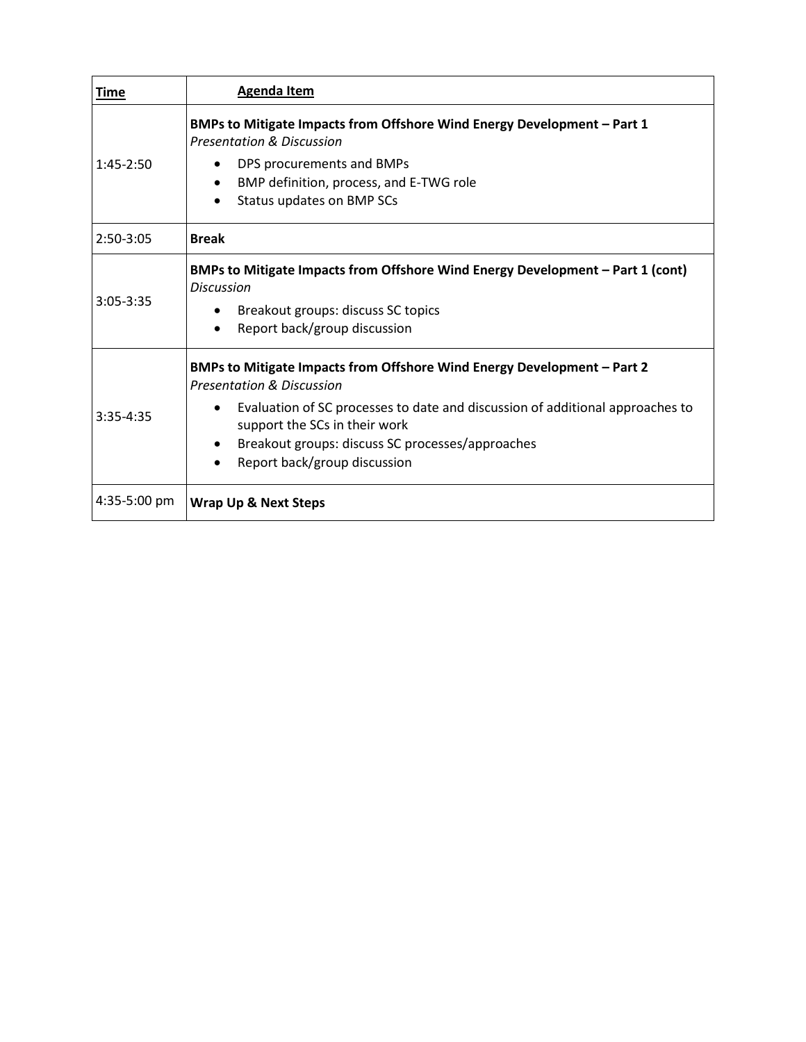| Time | Agenda Item |
| --- | --- |
| 1:45-2:50 | **BMPs to Mitigate Impacts from Offshore Wind Energy Development – Part 1**<br>*Presentation & Discussion*<br>• DPS procurements and BMPs<br>• BMP definition, process, and E-TWG role<br>• Status updates on BMP SCs |
| 2:50-3:05 | **Break** |
| 3:05-3:35 | **BMPs to Mitigate Impacts from Offshore Wind Energy Development – Part 1 (cont)**<br>*Discussion*<br>• Breakout groups: discuss SC topics<br>• Report back/group discussion |
| 3:35-4:35 | **BMPs to Mitigate Impacts from Offshore Wind Energy Development – Part 2**<br>*Presentation & Discussion*<br>• Evaluation of SC processes to date and discussion of additional approaches to support the SCs in their work<br>• Breakout groups: discuss SC processes/approaches<br>• Report back/group discussion |
| 4:35-5:00 pm | **Wrap Up & Next Steps** |